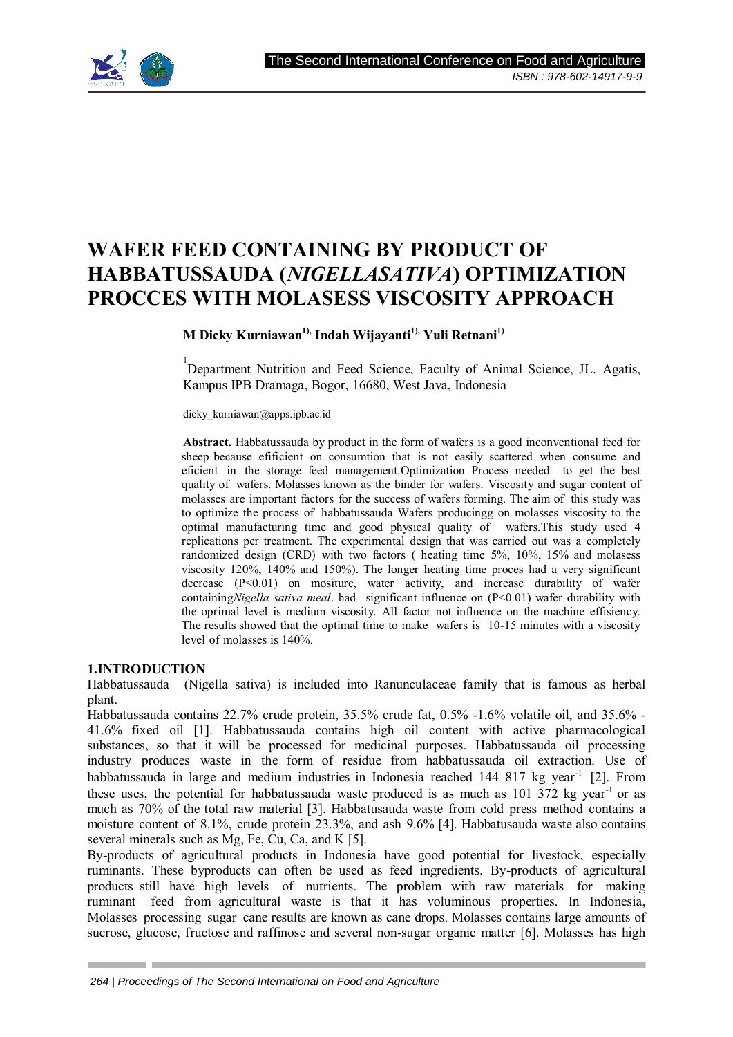# WAFER FEED CONTAINING BY PRODUCT OF HABBATUSSAUDA (*NIGELLASATIVA*) OPTIMIZATION PROCCES WITH MOLASESS VISCOSITY APPROACH

**M Dicky Kurniawan[1], Indah Wijayanti[1], Yuli Retnani[1]**

[1]Department Nutrition and Feed Science, Faculty of Animal Science, JL. Agatis, Kampus IPB Dramaga, Bogor, 16680, West Java, Indonesia

dicky_kurniawan@apps.ipb.ac.id

**Abstract.** Habbatussauda by product in the form of wafers is a good inconventional feed for sheep because efificient on consumtion that is not easily scattered when consume and eficient in the storage feed management.Optimization Process needed to get the best quality of wafers. Molasses known as the binder for wafers. Viscosity and sugar content of molasses are important factors for the success of wafers forming. The aim of this study was to optimize the process of habbatussauda Wafers producingg on molasses viscosity to the optimal manufacturing time and good physical quality of wafers.This study used 4 replications per treatment. The experimental design that was carried out was a completely randomized design (CRD) with two factors ( heating time 5%, 10%, 15% and molasess viscosity 120%, 140% and 150%). The longer heating time proces had a very significant decrease ($P<0.01$) on mositure, water activity, and increase durability of wafer containing*Nigella sativa meal*. had significant influence on ($P<0.01$) wafer durability with the oprimal level is medium viscosity. All factor not influence on the machine effisiency. The results showed that the optimal time to make wafers is 10-15 minutes with a viscosity level of molasses is 140%.

## 1.INTRODUCTION

Habbatussauda (Nigella sativa) is included into Ranunculaceae family that is famous as herbal plant.

Habbatussauda contains 22.7% crude protein, 35.5% crude fat, 0.5% -1.6% volatile oil, and 35.6% - 41.6% fixed oil [1]. Habbatussauda contains high oil content with active pharmacological substances, so that it will be processed for medicinal purposes. Habbatussauda oil processing industry produces waste in the form of residue from habbatussauda oil extraction. Use of habbatussauda in large and medium industries in Indonesia reached 144 817 kg year$^{-1}$ [2]. From these uses, the potential for habbatussauda waste produced is as much as 101 372 kg year$^{-1}$ or as much as 70% of the total raw material [3]. Habbatusauda waste from cold press method contains a moisture content of 8.1%, crude protein 23.3%, and ash 9.6% [4]. Habbatusauda waste also contains several minerals such as Mg, Fe, Cu, Ca, and K [5].

By-products of agricultural products in Indonesia have good potential for livestock, especially ruminants. These byproducts can often be used as feed ingredients. By-products of agricultural products still have high levels of nutrients. The problem with raw materials for making ruminant feed from agricultural waste is that it has voluminous properties. In Indonesia, Molasses processing sugar cane results are known as cane drops. Molasses contains large amounts of sucrose, glucose, fructose and raffinose and several non-sugar organic matter [6]. Molasses has high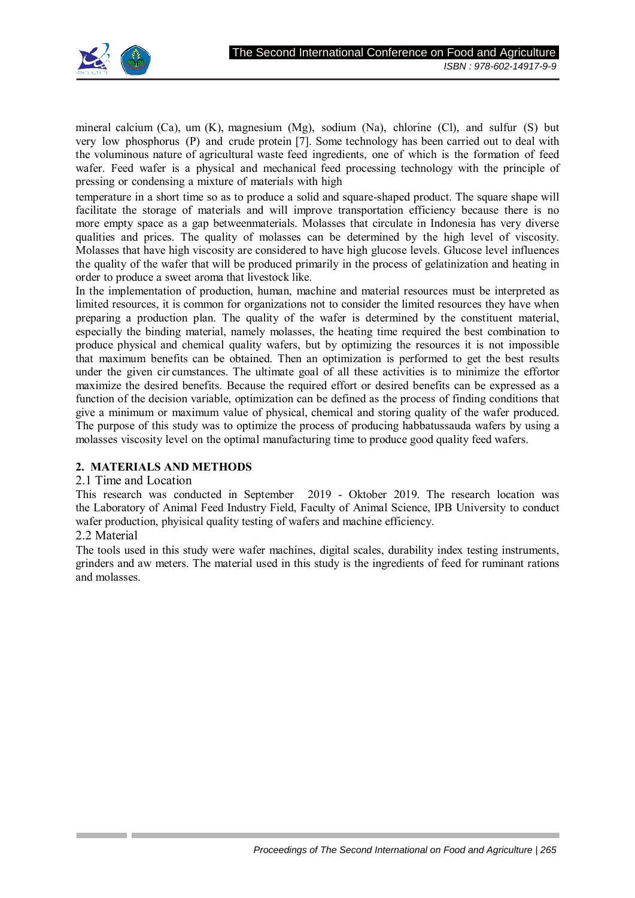mineral calcium (Ca), um (K), magnesium (Mg), sodium (Na), chlorine (Cl), and sulfur (S) but very low phosphorus (P) and crude protein [7]. Some technology has been carried out to deal with the voluminous nature of agricultural waste feed ingredients, one of which is the formation of feed wafer. Feed wafer is a physical and mechanical feed processing technology with the principle of pressing or condensing a mixture of materials with high

temperature in a short time so as to produce a solid and square-shaped product. The square shape will facilitate the storage of materials and will improve transportation efficiency because there is no more empty space as a gap betweenmaterials. Molasses that circulate in Indonesia has very diverse qualities and prices. The quality of molasses can be determined by the high level of viscosity. Molasses that have high viscosity are considered to have high glucose levels. Glucose level influences the quality of the wafer that will be produced primarily in the process of gelatinization and heating in order to produce a sweet aroma that livestock like.

In the implementation of production, human, machine and material resources must be interpreted as limited resources, it is common for organizations not to consider the limited resources they have when preparing a production plan. The quality of the wafer is determined by the constituent material, especially the binding material, namely molasses, the heating time required the best combination to produce physical and chemical quality wafers, but by optimizing the resources it is not impossible that maximum benefits can be obtained. Then an optimization is performed to get the best results under the given cir cumstances. The ultimate goal of all these activities is to minimize the effortor maximize the desired benefits. Because the required effort or desired benefits can be expressed as a function of the decision variable, optimization can be defined as the process of finding conditions that give a minimum or maximum value of physical, chemical and storing quality of the wafer produced. The purpose of this study was to optimize the process of producing habbatussauda wafers by using a molasses viscosity level on the optimal manufacturing time to produce good quality feed wafers.

## 2. MATERIALS AND METHODS

### 2.1 Time and Location

This research was conducted in September 2019 - Oktober 2019. The research location was the Laboratory of Animal Feed Industry Field, Faculty of Animal Science, IPB University to conduct wafer production, phyisical quality testing of wafers and machine efficiency.

### 2.2 Material

The tools used in this study were wafer machines, digital scales, durability index testing instruments, grinders and aw meters. The material used in this study is the ingredients of feed for ruminant rations and molasses.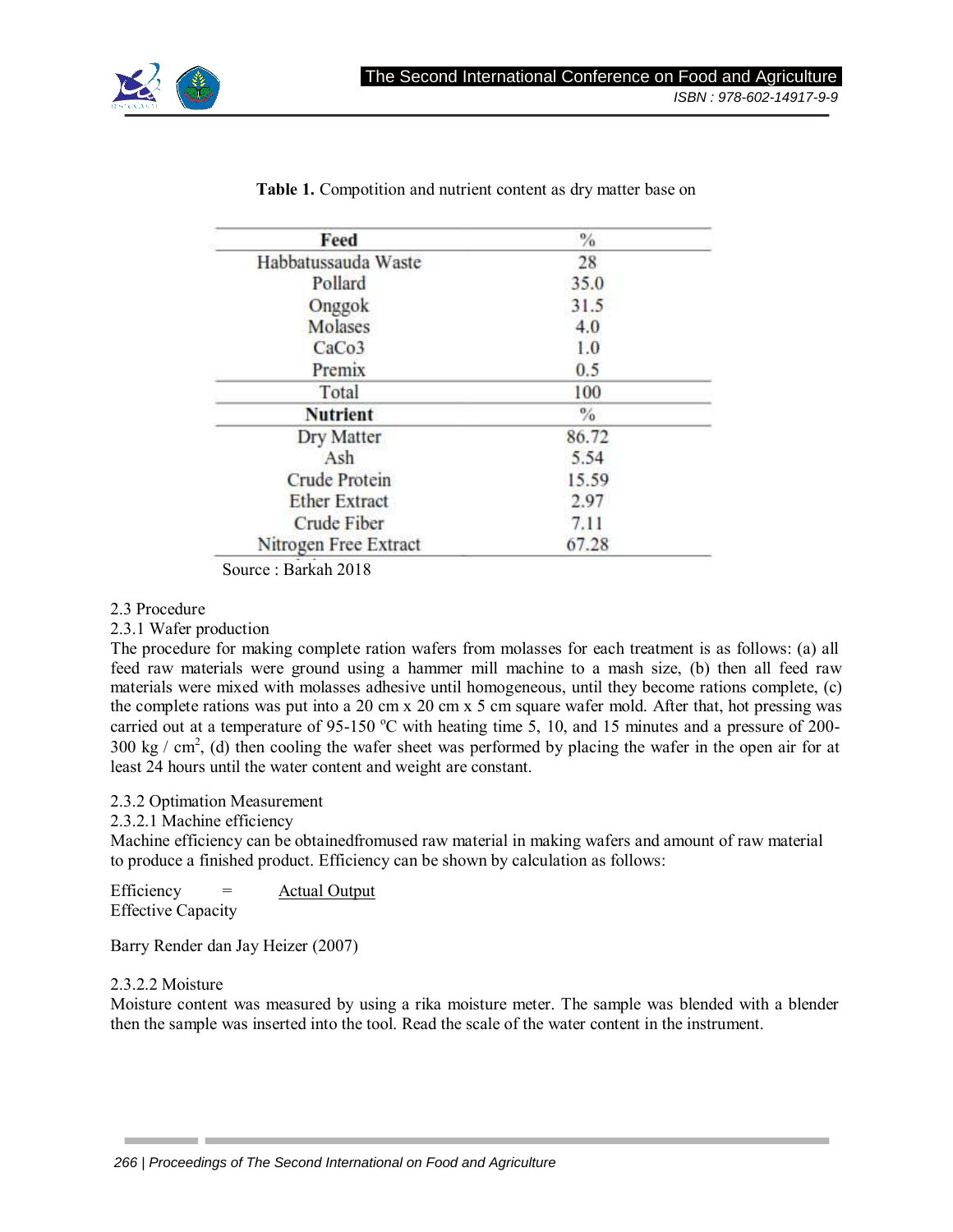**Table 1.** Compotition and nutrient content as dry matter base on

| Feed | % |
|---|---|
| Habbatussauda Waste | 28 |
| Pollard | 35.0 |
| Onggok | 31.5 |
| Molases | 4.0 |
| CaCo3 | 1.0 |
| Premix | 0.5 |
| Total | 100 |
| **Nutrient** | % |
| Dry Matter | 86.72 |
| Ash | 5.54 |
| Crude Protein | 15.59 |
| Ether Extract | 2.97 |
| Crude Fiber | 7.11 |
| Nitrogen Free Extract | 67.28 |

Source : Barkah 2018

### 2.3 Procedure

#### 2.3.1 Wafer production

The procedure for making complete ration wafers from molasses for each treatment is as follows: (a) all feed raw materials were ground using a hammer mill machine to a mash size, (b) then all feed raw materials were mixed with molasses adhesive until homogeneous, until they become rations complete, (c) the complete rations was put into a 20 cm x 20 cm x 5 cm square wafer mold. After that, hot pressing was carried out at a temperature of 95-150 °C with heating time 5, 10, and 15 minutes and a pressure of 200-300 kg / cm$^2$, (d) then cooling the wafer sheet was performed by placing the wafer in the open air for at least 24 hours until the water content and weight are constant.

#### 2.3.2 Optimation Measurement

##### 2.3.2.1 Machine efficiency

Machine efficiency can be obtainedfromused raw material in making wafers and amount of raw material to produce a finished product. Efficiency can be shown by calculation as follows:

$$\text{Efficiency} = \frac{\text{Actual Output}}{\text{Effective Capacity}}$$

Barry Render dan Jay Heizer (2007)

##### 2.3.2.2 Moisture

Moisture content was measured by using a rika moisture meter. The sample was blended with a blender then the sample was inserted into the tool. Read the scale of the water content in the instrument.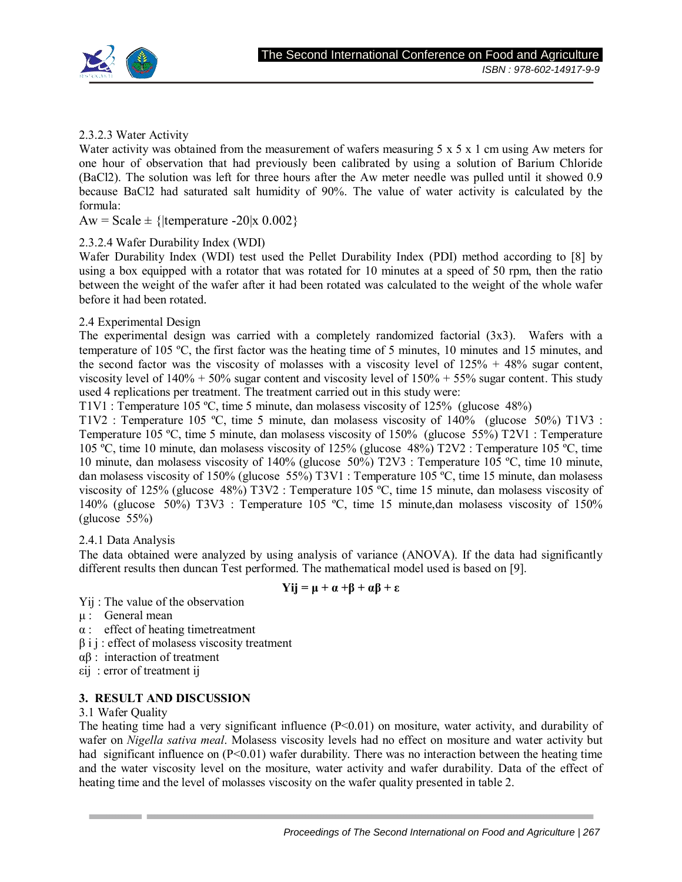2.3.2.3 Water Activity

Water activity was obtained from the measurement of wafers measuring 5 x 5 x 1 cm using Aw meters for one hour of observation that had previously been calibrated by using a solution of Barium Chloride ($BaCl_2$). The solution was left for three hours after the Aw meter needle was pulled until it showed 0.9 because $BaCl_2$ had saturated salt humidity of 90%. The value of water activity is calculated by the formula:

$$Aw = Scale \pm \{|temperature - 20| \times 0.002\}$$

2.3.2.4 Wafer Durability Index (WDI)

Wafer Durability Index (WDI) test used the Pellet Durability Index (PDI) method according to [8] by using a box equipped with a rotator that was rotated for 10 minutes at a speed of 50 rpm, then the ratio between the weight of the wafer after it had been rotated was calculated to the weight of the whole wafer before it had been rotated.

2.4 Experimental Design

The experimental design was carried with a completely randomized factorial (3x3). Wafers with a temperature of 105 ºC, the first factor was the heating time of 5 minutes, 10 minutes and 15 minutes, and the second factor was the viscosity of molasses with a viscosity level of 125% + 48% sugar content, viscosity level of 140% + 50% sugar content and viscosity level of 150% + 55% sugar content. This study used 4 replications per treatment. The treatment carried out in this study were:

T1V1 : Temperature 105 ºC, time 5 minute, dan molasess viscosity of 125% (glucose 48%)
T1V2 : Temperature 105 ºC, time 5 minute, dan molasess viscosity of 140% (glucose 50%) T1V3 : Temperature 105 ºC, time 5 minute, dan molasess viscosity of 150% (glucose 55%) T2V1 : Temperature 105 ºC, time 10 minute, dan molasess viscosity of 125% (glucose 48%) T2V2 : Temperature 105 ºC, time 10 minute, dan molasess viscosity of 140% (glucose 50%) T2V3 : Temperature 105 ºC, time 10 minute, dan molasess viscosity of 150% (glucose 55%) T3V1 : Temperature 105 ºC, time 15 minute, dan molasess viscosity of 125% (glucose 48%) T3V2 : Temperature 105 ºC, time 15 minute, dan molasess viscosity of 140% (glucose 50%) T3V3 : Temperature 105 ºC, time 15 minute,dan molasess viscosity of 150% (glucose 55%)

2.4.1 Data Analysis

The data obtained were analyzed by using analysis of variance (ANOVA). If the data had significantly different results then duncan Test performed. The mathematical model used is based on [9].

$$Y_{ij} = \mu + \alpha + \beta + \alpha\beta + \varepsilon$$

$Y_{ij}$ : The value of the observation
$\mu$ : General mean
$\alpha$ : effect of heating timetreatment
$\beta$ i j : effect of molasess viscosity treatment
$\alpha\beta$ : interaction of treatment
$\varepsilon_{ij}$ : error of treatment ij

## 3. RESULT AND DISCUSSION

3.1 Wafer Quality

The heating time had a very significant influence ($P<0.01$) on mositure, water activity, and durability of wafer on *Nigella sativa meal*. Molasess viscosity levels had no effect on mositure and water activity but had significant influence on ($P<0.01$) wafer durability. There was no interaction between the heating time and the water viscosity level on the mositure, water activity and wafer durability. Data of the effect of heating time and the level of molasses viscosity on the wafer quality presented in table 2.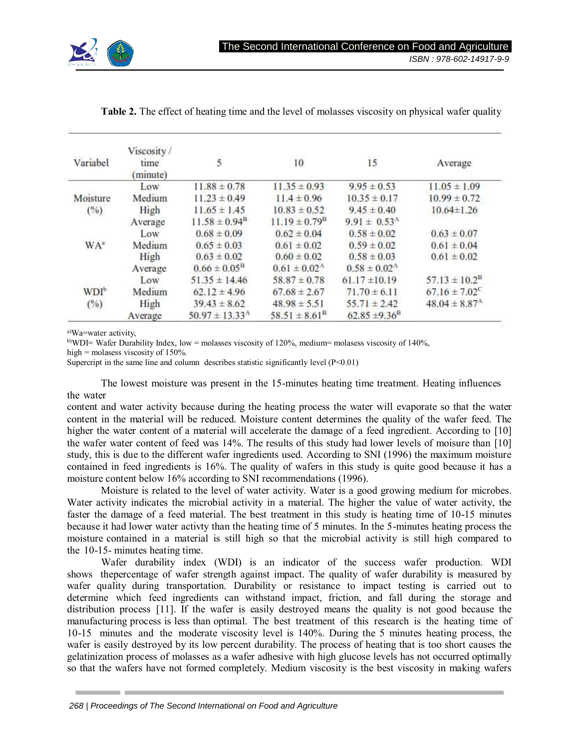**Table 2.** The effect of heating time and the level of molasses viscosity on physical wafer quality

| Variabel | Viscosity / time (minute) | 5 | 10 | 15 | Average |
|---|---|---|---|---|---|
| Moisture (%) | Low | 11.88 ± 0.78 | 11.35 ± 0.93 | 9.95 ± 0.53 | 11.05 ± 1.09 |
| | Medium | 11.23 ± 0.49 | 11.4 ± 0.96 | 10.35 ± 0.17 | 10.99 ± 0.72 |
| | High | 11.65 ± 1.45 | 10.83 ± 0.52 | 9.45 ± 0.40 | 10.64±1.26 |
| | Average | 11.58 ± 0.94[B] | 11.19 ± 0.79[B] | 9.91 ± 0.53[A] | |
| WA[a] | Low | 0.68 ± 0.09 | 0.62 ± 0.04 | 0.58 ± 0.02 | 0.63 ± 0.07 |
| | Medium | 0.65 ± 0.03 | 0.61 ± 0.02 | 0.59 ± 0.02 | 0.61 ± 0.04 |
| | High | 0.63 ± 0.02 | 0.60 ± 0.02 | 0.58 ± 0.03 | 0.61 ± 0.02 |
| | Average | 0.66 ± 0.05[B] | 0.61 ± 0.02[A] | 0.58 ± 0.02[A] | |
| WDI[b] (%) | Low | 51.35 ± 14.46 | 58.87 ± 0.78 | 61.17 ±10.19 | 57.13 ± 10.2[B] |
| | Medium | 62.12 ± 4.96 | 67.68 ± 2.67 | 71.70 ± 6.11 | 67.16 ± 7.02[C] |
| | High | 39.43 ± 8.62 | 48.98 ± 5.51 | 55.71 ± 2.42 | 48.04 ± 8.87[A] |
| | Average | 50.97 ± 13.33[A] | 58.51 ± 8.61[B] | 62.85 ±9.36[B] | |

[a])Wa=water activity,
[b])WDI= Wafer Durability Index, low = molasses viscosity of 120%, medium= molasess viscosity of 140%, high = molasess viscosity of 150%.
Supercript in the same line and column describes statistic significantly level (P<0.01)

The lowest moisture was present in the 15-minutes heating time treatment. Heating influences the water content and water activity because during the heating process the water will evaporate so that the water content in the material will be reduced. Moisture content determines the quality of the wafer feed. The higher the water content of a material will accelerate the damage of a feed ingredient. According to [10] the wafer water content of feed was 14%. The results of this study had lower levels of moisure than [10] study, this is due to the different wafer ingredients used. According to SNI (1996) the maximum moisture contained in feed ingredients is 16%. The quality of wafers in this study is quite good because it has a moisture content below 16% according to SNI recommendations (1996).

Moisture is related to the level of water activity. Water is a good growing medium for microbes. Water activity indicates the microbial activity in a material. The higher the value of water activity, the faster the damage of a feed material. The best treatment in this study is heating time of 10-15 minutes because it had lower water activty than the heating time of 5 minutes. In the 5-minutes heating process the moisture contained in a material is still high so that the microbial activity is still high compared to the 10-15- minutes heating time.

Wafer durability index (WDI) is an indicator of the success wafer production. WDI shows thepercentage of wafer strength against impact. The quality of wafer durability is measured by wafer quality during transportation. Durability or resistance to impact testing is carried out to determine which feed ingredients can withstand impact, friction, and fall during the storage and distribution process [11]. If the wafer is easily destroyed means the quality is not good because the manufacturing process is less than optimal. The best treatment of this research is the heating time of 10-15 minutes and the moderate viscosity level is 140%. During the 5 minutes heating process, the wafer is easily destroyed by its low percent durability. The process of heating that is too short causes the gelatinization process of molasses as a wafer adhesive with high glucose levels has not occurred optimally so that the wafers have not formed completely. Medium viscosity is the best viscosity in making wafers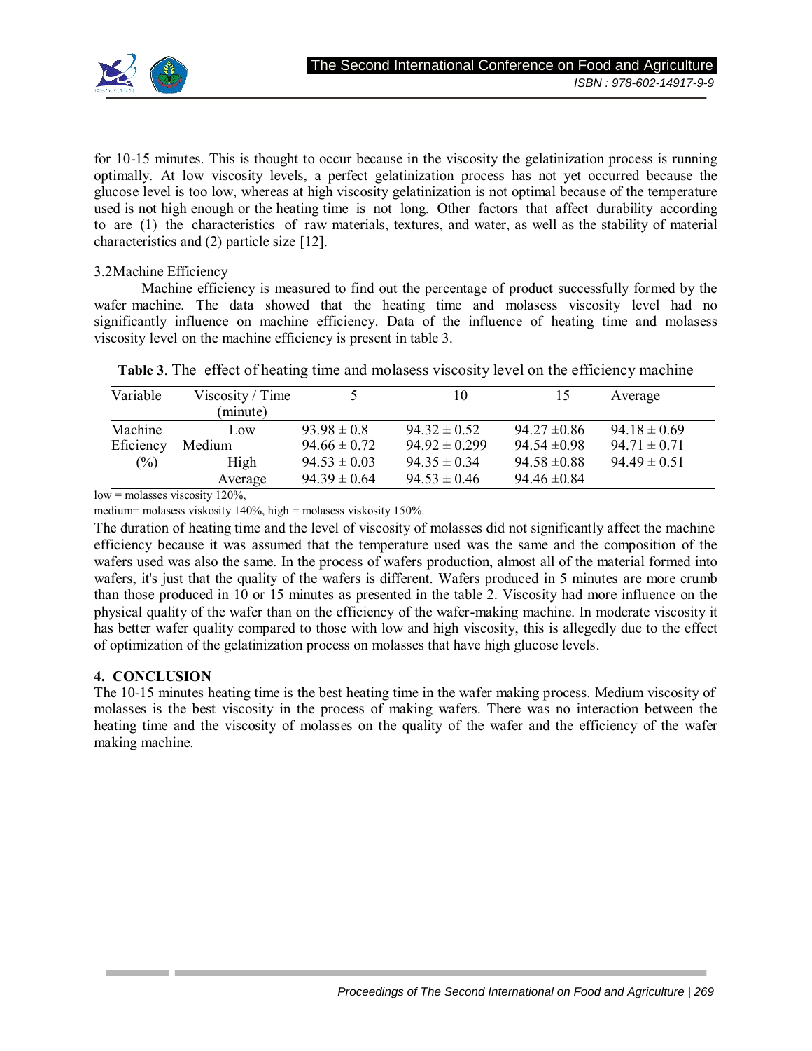for 10-15 minutes. This is thought to occur because in the viscosity the gelatinization process is running optimally. At low viscosity levels, a perfect gelatinization process has not yet occurred because the glucose level is too low, whereas at high viscosity gelatinization is not optimal because of the temperature used is not high enough or the heating time is not long. Other factors that affect durability according to are (1) the characteristics of raw materials, textures, and water, as well as the stability of material characteristics and (2) particle size [12].

### 3.2 Machine Efficiency

Machine efficiency is measured to find out the percentage of product successfully formed by the wafer machine. The data showed that the heating time and molasess viscosity level had no significantly influence on machine efficiency. Data of the influence of heating time and molasess viscosity level on the machine efficiency is present in table 3.

**Table 3**. The effect of heating time and molasess viscosity level on the efficiency machine

| Variable | Viscosity / Time (minute) | 5 | 10 | 15 | Average |
|---|---|---|---|---|---|
| Machine Eficiency (%) | Low | 93.98 ± 0.8 | 94.32 ± 0.52 | 94.27 ±0.86 | 94.18 ± 0.69 |
| | Medium | 94.66 ± 0.72 | 94.92 ± 0.299 | 94.54 ±0.98 | 94.71 ± 0.71 |
| | High | 94.53 ± 0.03 | 94.35 ± 0.34 | 94.58 ±0.88 | 94.49 ± 0.51 |
| | Average | 94.39 ± 0.64 | 94.53 ± 0.46 | 94.46 ±0.84 | |

low = molasses viscosity 120%,
medium= molasess viskosity 140%, high = molasess viskosity 150%.

The duration of heating time and the level of viscosity of molasses did not significantly affect the machine efficiency because it was assumed that the temperature used was the same and the composition of the wafers used was also the same. In the process of wafers production, almost all of the material formed into wafers, it's just that the quality of the wafers is different. Wafers produced in 5 minutes are more crumb than those produced in 10 or 15 minutes as presented in the table 2. Viscosity had more influence on the physical quality of the wafer than on the efficiency of the wafer-making machine. In moderate viscosity it has better wafer quality compared to those with low and high viscosity, this is allegedly due to the effect of optimization of the gelatinization process on molasses that have high glucose levels.

## 4. CONCLUSION

The 10-15 minutes heating time is the best heating time in the wafer making process. Medium viscosity of molasses is the best viscosity in the process of making wafers. There was no interaction between the heating time and the viscosity of molasses on the quality of the wafer and the efficiency of the wafer making machine.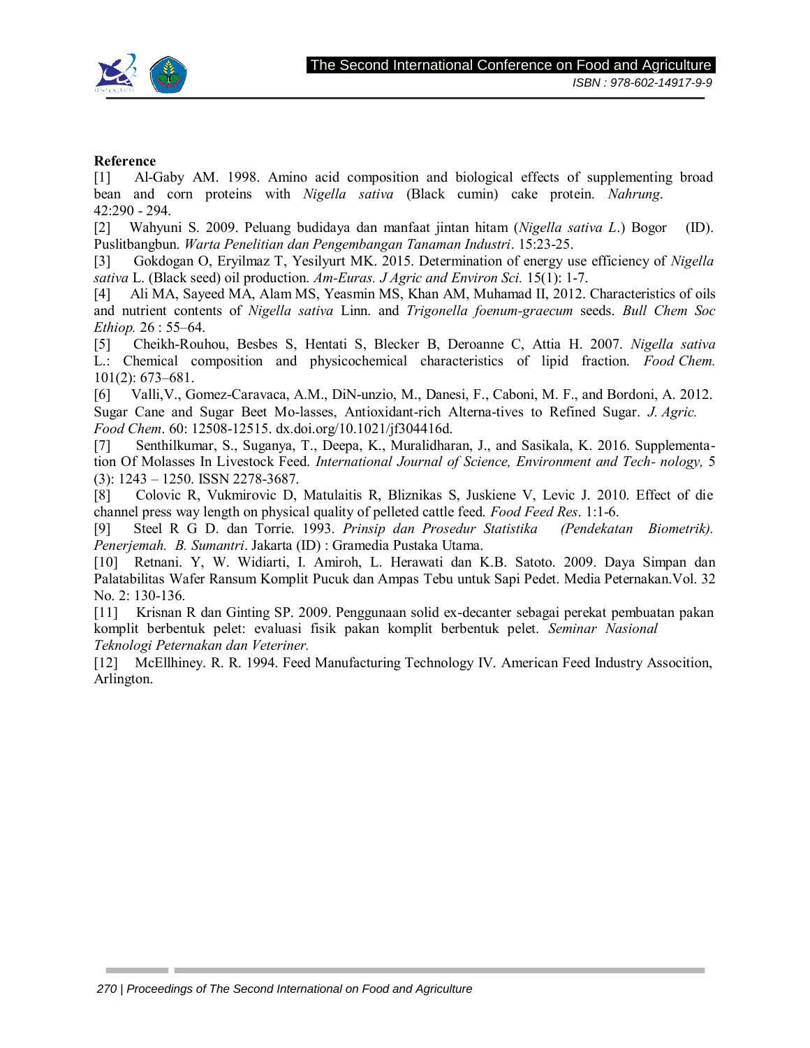**Reference**

[1] Al-Gaby AM. 1998. Amino acid composition and biological effects of supplementing broad bean and corn proteins with *Nigella sativa* (Black cumin) cake protein. *Nahrung*. 42:290 - 294.

[2] Wahyuni S. 2009. Peluang budidaya dan manfaat jintan hitam (*Nigella sativa L*.) Bogor (ID). Puslitbangbun. *Warta Penelitian dan Pengembangan Tanaman Industri*. 15:23-25.

[3] Gokdogan O, Eryilmaz T, Yesilyurt MK. 2015. Determination of energy use efficiency of *Nigella sativa* L. (Black seed) oil production. *Am-Euras. J Agric and Environ Sci.* 15(1): 1-7.

[4] Ali MA, Sayeed MA, Alam MS, Yeasmin MS, Khan AM, Muhamad II, 2012. Characteristics of oils and nutrient contents of *Nigella sativa* Linn. and *Trigonella foenum-graecum* seeds. *Bull Chem Soc Ethiop.* 26 : 55–64.

[5] Cheikh-Rouhou, Besbes S, Hentati S, Blecker B, Deroanne C, Attia H. 2007. *Nigella sativa* L.: Chemical composition and physicochemical characteristics of lipid fraction. *Food Chem.* 101(2): 673–681.

[6] Valli,V., Gomez-Caravaca, A.M., DiN-unzio, M., Danesi, F., Caboni, M. F., and Bordoni, A. 2012. Sugar Cane and Sugar Beet Mo-lasses, Antioxidant-rich Alterna-tives to Refined Sugar. *J. Agric. Food Chem*. 60: 12508-12515. dx.doi.org/10.1021/jf304416d.

[7] Senthilkumar, S., Suganya, T., Deepa, K., Muralidharan, J., and Sasikala, K. 2016. Supplementa-tion Of Molasses In Livestock Feed. *International Journal of Science, Environment and Tech- nology,* 5 (3): 1243 – 1250. ISSN 2278-3687.

[8] Colovic R, Vukmirovic D, Matulaitis R, Bliznikas S, Juskiene V, Levic J. 2010. Effect of die channel press way length on physical quality of pelleted cattle feed. *Food Feed Res*. 1:1-6.

[9] Steel R G D. dan Torrie. 1993. *Prinsip dan Prosedur Statistika (Pendekatan Biometrik). Penerjemah. B. Sumantri*. Jakarta (ID) : Gramedia Pustaka Utama.

[10] Retnani. Y, W. Widiarti, I. Amiroh, L. Herawati dan K.B. Satoto. 2009. Daya Simpan dan Palatabilitas Wafer Ransum Komplit Pucuk dan Ampas Tebu untuk Sapi Pedet. Media Peternakan.Vol. 32 No. 2: 130-136.

[11] Krisnan R dan Ginting SP. 2009. Penggunaan solid ex-decanter sebagai perekat pembuatan pakan komplit berbentuk pelet: evaluasi fisik pakan komplit berbentuk pelet. *Seminar Nasional Teknologi Peternakan dan Veteriner.*

[12] McEllhiney. R. R. 1994. Feed Manufacturing Technology IV. American Feed Industry Assocition, Arlington.